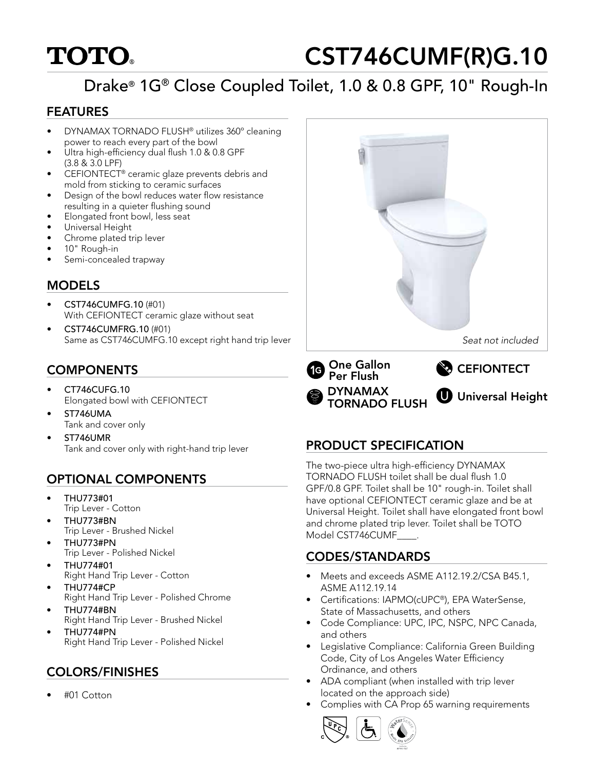# TOTO®

# CST746CUMF(R)G.10

## Drake® 1G® Close Coupled Toilet, 1.0 & 0.8 GPF, 10" Rough-In

## FEATURES

- DYNAMAX TORNADO FLUSH® utilizes 360° cleaning power to reach every part of the bowl
- Ultra high-efficiency dual flush 1.0 & 0.8 GPF (3.8 & 3.0 LPF)
- CEFIONTECT® ceramic glaze prevents debris and mold from sticking to ceramic surfaces
- Design of the bowl reduces water flow resistance resulting in a quieter flushing sound
- Elongated front bowl, less seat
- Universal Height
- Chrome plated trip lever
- 10" Rough-in
- Semi-concealed trapway

## MODELS

- CST746CUMFG.10 (#01)
  With CEFIONTECT ceramic glaze without seat
- CST746CUMFRG.10 (#01)
  Same as CST746CUMFG.10 except right hand trip lever

## COMPONENTS

- CT746CUFG.10
  Elongated bowl with CEFIONTECT
- ST746UMA
  Tank and cover only
- ST746UMR
  Tank and cover only with right-hand trip lever

## OPTIONAL COMPONENTS

- THU773#01
  Trip Lever - Cotton
- THU773#BN
  Trip Lever - Brushed Nickel
- THU773#PN
  Trip Lever - Polished Nickel
- THU774#01
  Right Hand Trip Lever - Cotton
- THU774#CP
  Right Hand Trip Lever - Polished Chrome
- THU774#BN
  Right Hand Trip Lever - Brushed Nickel
- THU774#PN
  Right Hand Trip Lever - Polished Nickel

## COLORS/FINISHES

- #01 Cotton

*Seat not included*

One Gallon Per Flush

CEFIONTECT

DYNAMAX TORNADO FLUSH

Universal Height

## PRODUCT SPECIFICATION

The two-piece ultra high-efficiency DYNAMAX TORNADO FLUSH toilet shall be dual flush 1.0 GPF/0.8 GPF. Toilet shall be 10" rough-in. Toilet shall have optional CEFIONTECT ceramic glaze and be at Universal Height. Toilet shall have elongated front bowl and chrome plated trip lever. Toilet shall be TOTO Model CST746CUMF____.

## CODES/STANDARDS

- Meets and exceeds ASME A112.19.2/CSA B45.1, ASME A112.19.14
- Certifications: IAPMO(cUPC®), EPA WaterSense, State of Massachusetts, and others
- Code Compliance: UPC, IPC, NSPC, NPC Canada, and others
- Legislative Compliance: California Green Building Code, City of Los Angeles Water Efficiency Ordinance, and others
- ADA compliant (when installed with trip lever located on the approach side)
- Complies with CA Prop 65 warning requirements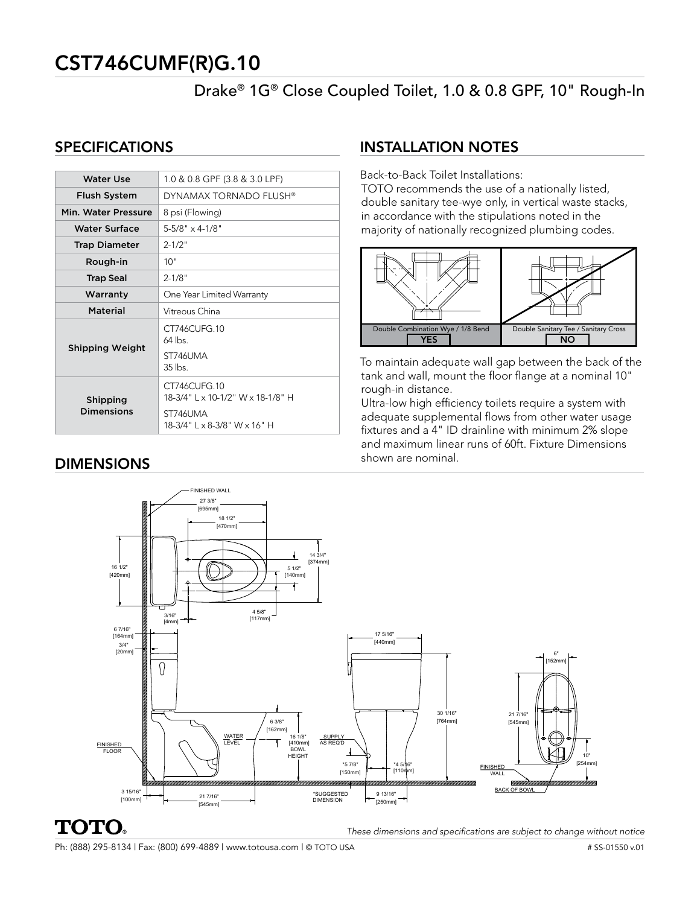# CST746CUMF(R)G.10

## Drake® 1G® Close Coupled Toilet, 1.0 & 0.8 GPF, 10" Rough-In

## SPECIFICATIONS

| | |
|---|---|
| Water Use | 1.0 & 0.8 GPF (3.8 & 3.0 LPF) |
| Flush System | DYNAMAX TORNADO FLUSH® |
| Min. Water Pressure | 8 psi (Flowing) |
| Water Surface | 5-5/8" x 4-1/8" |
| Trap Diameter | 2-1/2" |
| Rough-in | 10" |
| Trap Seal | 2-1/8" |
| Warranty | One Year Limited Warranty |
| Material | Vitreous China |
| Shipping Weight | CT746CUFG.10 64 lbs. ST746UMA 35 lbs. |
| Shipping Dimensions | CT746CUFG.10 18-3/4" L x 10-1/2" W x 18-1/8" H ST746UMA 18-3/4" L x 8-3/8" W x 16" H |

## INSTALLATION NOTES

Back-to-Back Toilet Installations:
TOTO recommends the use of a nationally listed, double sanitary tee-wye only, in vertical waste stacks, in accordance with the stipulations noted in the majority of nationally recognized plumbing codes.

Double Combination Wye / 1/8 Bend
YES

Double Sanitary Tee / Sanitary Cross
NO

To maintain adequate wall gap between the back of the tank and wall, mount the floor flange at a nominal 10" rough-in distance.
Ultra-low high efficiency toilets require a system with adequate supplemental flows from other water usage fixtures and a 4" ID drainline with minimum 2% slope and maximum linear runs of 60ft. Fixture Dimensions shown are nominal.

## DIMENSIONS

FINISHED WALL
27 3/8" [695mm]
18 1/2" [470mm]
14 3/4" [374mm]
16 1/2" [420mm]
5 1/2" [140mm]
3/16" [4mm]
4 5/8" [117mm]
6 7/16" [164mm]
3/4" [20mm]
17 5/16" [440mm]
6" [152mm]
30 1/16" [764mm]
21 7/16" [545mm]
6 3/8" [162mm]
WATER LEVEL
16 1/8" [410mm] BOWL HEIGHT
SUPPLY AS REQ'D
FINISHED FLOOR
*5 7/8" [150mm]
*4 5/16" [110mm]
10" [254mm]
FINISHED WALL
BACK OF BOWL
3 15/16" [100mm]
21 7/16" [545mm]
*SUGGESTED DIMENSION
9 13/16" [250mm]

*These dimensions and specifications are subject to change without notice*

Ph: (888) 295-8134 | Fax: (800) 699-4889 | www.totousa.com | © TOTO USA

# SS-01550 v.01